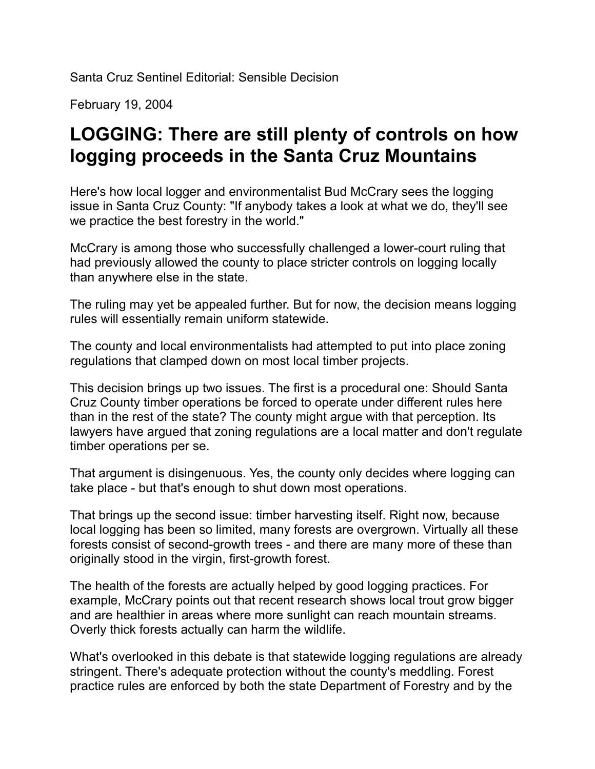Santa Cruz Sentinel Editorial: Sensible Decision

February 19, 2004

# LOGGING: There are still plenty of controls on how logging proceeds in the Santa Cruz Mountains

Here's how local logger and environmentalist Bud McCrary sees the logging issue in Santa Cruz County: "If anybody takes a look at what we do, they'll see we practice the best forestry in the world."

McCrary is among those who successfully challenged a lower-court ruling that had previously allowed the county to place stricter controls on logging locally than anywhere else in the state.

The ruling may yet be appealed further. But for now, the decision means logging rules will essentially remain uniform statewide.

The county and local environmentalists had attempted to put into place zoning regulations that clamped down on most local timber projects.

This decision brings up two issues. The first is a procedural one: Should Santa Cruz County timber operations be forced to operate under different rules here than in the rest of the state? The county might argue with that perception. Its lawyers have argued that zoning regulations are a local matter and don't regulate timber operations per se.

That argument is disingenuous. Yes, the county only decides where logging can take place - but that's enough to shut down most operations.

That brings up the second issue: timber harvesting itself. Right now, because local logging has been so limited, many forests are overgrown. Virtually all these forests consist of second-growth trees - and there are many more of these than originally stood in the virgin, first-growth forest.

The health of the forests are actually helped by good logging practices. For example, McCrary points out that recent research shows local trout grow bigger and are healthier in areas where more sunlight can reach mountain streams. Overly thick forests actually can harm the wildlife.

What's overlooked in this debate is that statewide logging regulations are already stringent. There's adequate protection without the county's meddling. Forest practice rules are enforced by both the state Department of Forestry and by the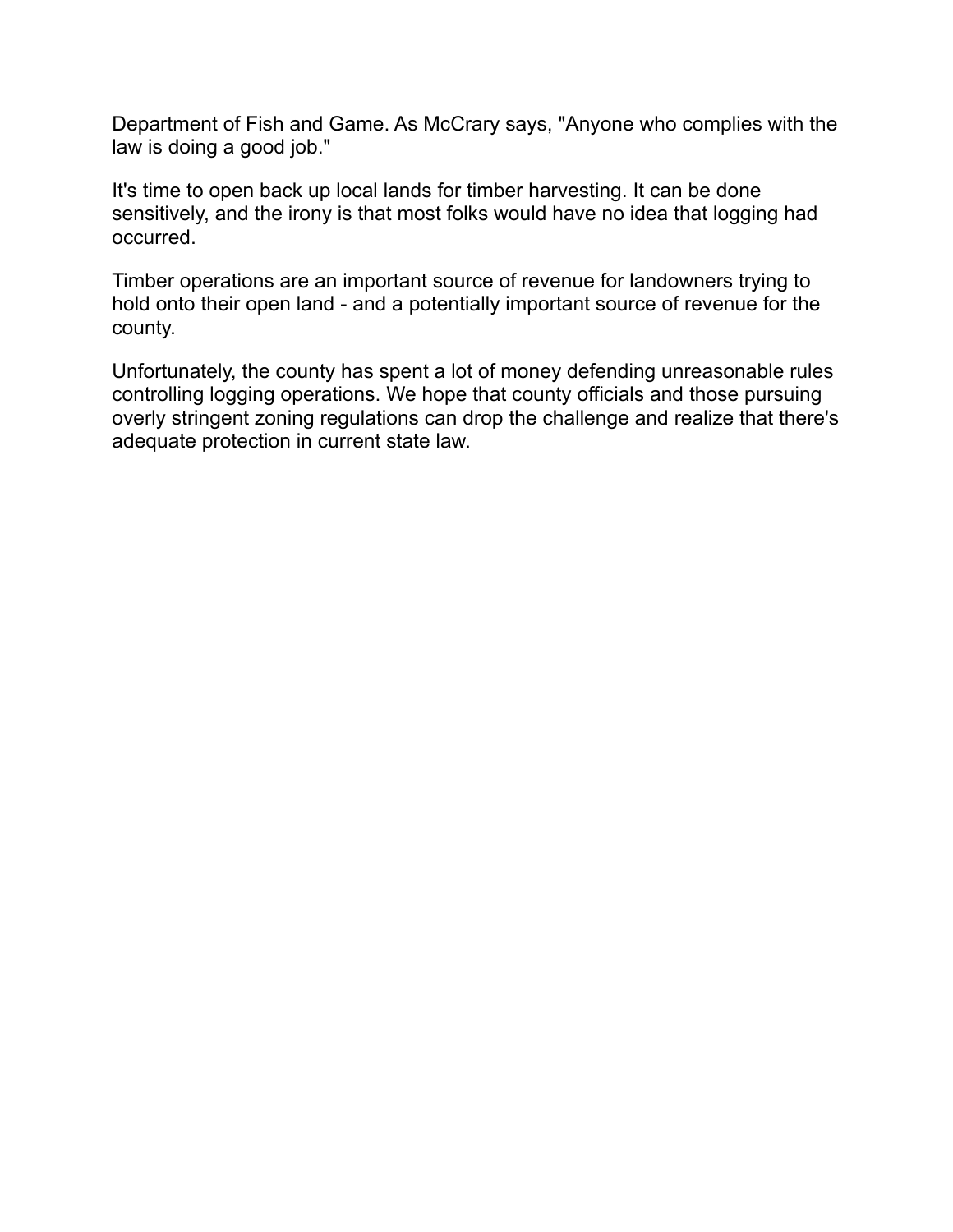Department of Fish and Game. As McCrary says, "Anyone who complies with the law is doing a good job."

It's time to open back up local lands for timber harvesting. It can be done sensitively, and the irony is that most folks would have no idea that logging had occurred.

Timber operations are an important source of revenue for landowners trying to hold onto their open land - and a potentially important source of revenue for the county.

Unfortunately, the county has spent a lot of money defending unreasonable rules controlling logging operations. We hope that county officials and those pursuing overly stringent zoning regulations can drop the challenge and realize that there's adequate protection in current state law.